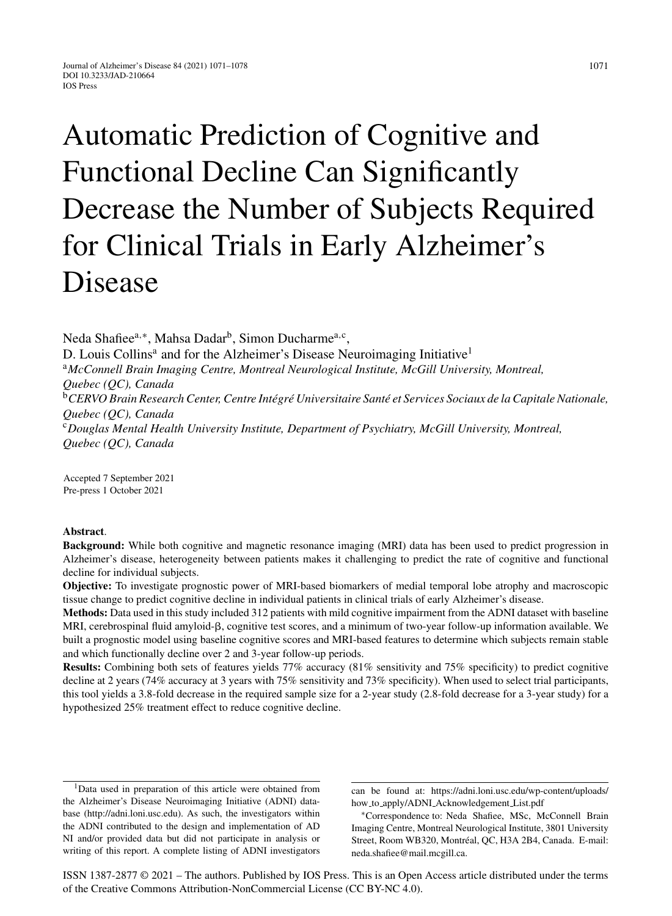# Automatic Prediction of Cognitive and Functional Decline Can Significantly Decrease the Number of Subjects Required for Clinical Trials in Early Alzheimer's Disease

Neda Shafiee[a,*], Mahsa Dadar[b], Simon Ducharme[a,c], D. Louis Collins[a] and for the Alzheimer's Disease Neuroimaging Initiative[1]

[a]*McConnell Brain Imaging Centre, Montreal Neurological Institute, McGill University, Montreal, Quebec (QC), Canada*

[b]*CERVO Brain Research Center, Centre Intégré Universitaire Santé et Services Sociaux de la Capitale Nationale, Quebec (QC), Canada*

[c]*Douglas Mental Health University Institute, Department of Psychiatry, McGill University, Montreal, Quebec (QC), Canada*

Accepted 7 September 2021
Pre-press 1 October 2021

**Abstract**.

**Background:** While both cognitive and magnetic resonance imaging (MRI) data has been used to predict progression in Alzheimer's disease, heterogeneity between patients makes it challenging to predict the rate of cognitive and functional decline for individual subjects.

**Objective:** To investigate prognostic power of MRI-based biomarkers of medial temporal lobe atrophy and macroscopic tissue change to predict cognitive decline in individual patients in clinical trials of early Alzheimer's disease.

**Methods:** Data used in this study included 312 patients with mild cognitive impairment from the ADNI dataset with baseline MRI, cerebrospinal fluid amyloid-β, cognitive test scores, and a minimum of two-year follow-up information available. We built a prognostic model using baseline cognitive scores and MRI-based features to determine which subjects remain stable and which functionally decline over 2 and 3-year follow-up periods.

**Results:** Combining both sets of features yields 77% accuracy (81% sensitivity and 75% specificity) to predict cognitive decline at 2 years (74% accuracy at 3 years with 75% sensitivity and 73% specificity). When used to select trial participants, this tool yields a 3.8-fold decrease in the required sample size for a 2-year study (2.8-fold decrease for a 3-year study) for a hypothesized 25% treatment effect to reduce cognitive decline.

---

[1]Data used in preparation of this article were obtained from the Alzheimer's Disease Neuroimaging Initiative (ADNI) database (http://adni.loni.usc.edu). As such, the investigators within the ADNI contributed to the design and implementation of ADNI and/or provided data but did not participate in analysis or writing of this report. A complete listing of ADNI investigators can be found at: https://adni.loni.usc.edu/wp-content/uploads/how_to_apply/ADNI_Acknowledgement_List.pdf

*Correspondence to: Neda Shafiee, MSc, McConnell Brain Imaging Centre, Montreal Neurological Institute, 3801 University Street, Room WB320, Montréal, QC, H3A 2B4, Canada. E-mail: neda.shafiee@mail.mcgill.ca.

ISSN 1387-2877 © 2021 – The authors. Published by IOS Press. This is an Open Access article distributed under the terms of the Creative Commons Attribution-NonCommercial License (CC BY-NC 4.0).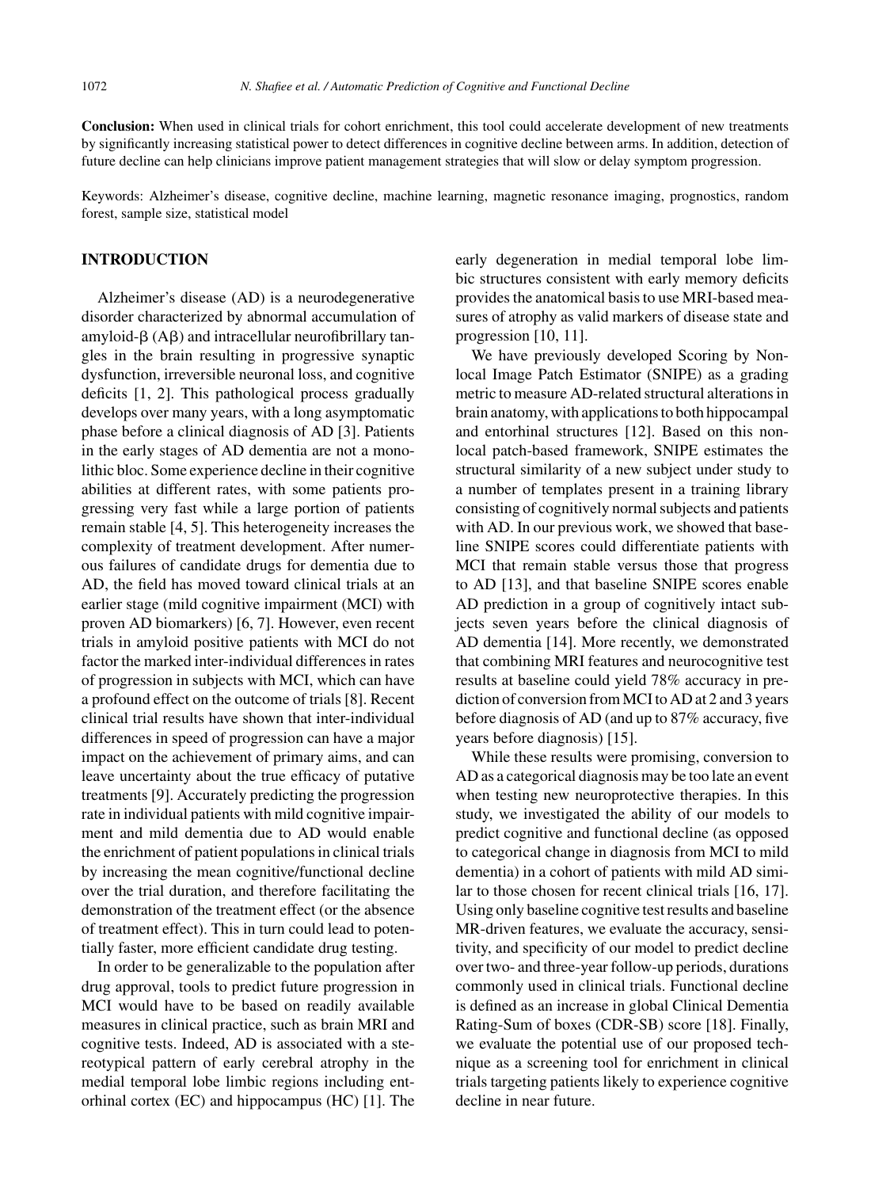**Conclusion:** When used in clinical trials for cohort enrichment, this tool could accelerate development of new treatments by significantly increasing statistical power to detect differences in cognitive decline between arms. In addition, detection of future decline can help clinicians improve patient management strategies that will slow or delay symptom progression.

Keywords: Alzheimer's disease, cognitive decline, machine learning, magnetic resonance imaging, prognostics, random forest, sample size, statistical model

## INTRODUCTION

Alzheimer's disease (AD) is a neurodegenerative disorder characterized by abnormal accumulation of amyloid-β (Aβ) and intracellular neurofibrillary tangles in the brain resulting in progressive synaptic dysfunction, irreversible neuronal loss, and cognitive deficits [1, 2]. This pathological process gradually develops over many years, with a long asymptomatic phase before a clinical diagnosis of AD [3]. Patients in the early stages of AD dementia are not a monolithic bloc. Some experience decline in their cognitive abilities at different rates, with some patients progressing very fast while a large portion of patients remain stable [4, 5]. This heterogeneity increases the complexity of treatment development. After numerous failures of candidate drugs for dementia due to AD, the field has moved toward clinical trials at an earlier stage (mild cognitive impairment (MCI) with proven AD biomarkers) [6, 7]. However, even recent trials in amyloid positive patients with MCI do not factor the marked inter-individual differences in rates of progression in subjects with MCI, which can have a profound effect on the outcome of trials [8]. Recent clinical trial results have shown that inter-individual differences in speed of progression can have a major impact on the achievement of primary aims, and can leave uncertainty about the true efficacy of putative treatments [9]. Accurately predicting the progression rate in individual patients with mild cognitive impairment and mild dementia due to AD would enable the enrichment of patient populations in clinical trials by increasing the mean cognitive/functional decline over the trial duration, and therefore facilitating the demonstration of the treatment effect (or the absence of treatment effect). This in turn could lead to potentially faster, more efficient candidate drug testing.

In order to be generalizable to the population after drug approval, tools to predict future progression in MCI would have to be based on readily available measures in clinical practice, such as brain MRI and cognitive tests. Indeed, AD is associated with a stereotypical pattern of early cerebral atrophy in the medial temporal lobe limbic regions including entorhinal cortex (EC) and hippocampus (HC) [1]. The early degeneration in medial temporal lobe limbic structures consistent with early memory deficits provides the anatomical basis to use MRI-based measures of atrophy as valid markers of disease state and progression [10, 11].

We have previously developed Scoring by Nonlocal Image Patch Estimator (SNIPE) as a grading metric to measure AD-related structural alterations in brain anatomy, with applications to both hippocampal and entorhinal structures [12]. Based on this nonlocal patch-based framework, SNIPE estimates the structural similarity of a new subject under study to a number of templates present in a training library consisting of cognitively normal subjects and patients with AD. In our previous work, we showed that baseline SNIPE scores could differentiate patients with MCI that remain stable versus those that progress to AD [13], and that baseline SNIPE scores enable AD prediction in a group of cognitively intact subjects seven years before the clinical diagnosis of AD dementia [14]. More recently, we demonstrated that combining MRI features and neurocognitive test results at baseline could yield 78% accuracy in prediction of conversion from MCI to AD at 2 and 3 years before diagnosis of AD (and up to 87% accuracy, five years before diagnosis) [15].

While these results were promising, conversion to AD as a categorical diagnosis may be too late an event when testing new neuroprotective therapies. In this study, we investigated the ability of our models to predict cognitive and functional decline (as opposed to categorical change in diagnosis from MCI to mild dementia) in a cohort of patients with mild AD similar to those chosen for recent clinical trials [16, 17]. Using only baseline cognitive test results and baseline MR-driven features, we evaluate the accuracy, sensitivity, and specificity of our model to predict decline over two- and three-year follow-up periods, durations commonly used in clinical trials. Functional decline is defined as an increase in global Clinical Dementia Rating-Sum of boxes (CDR-SB) score [18]. Finally, we evaluate the potential use of our proposed technique as a screening tool for enrichment in clinical trials targeting patients likely to experience cognitive decline in near future.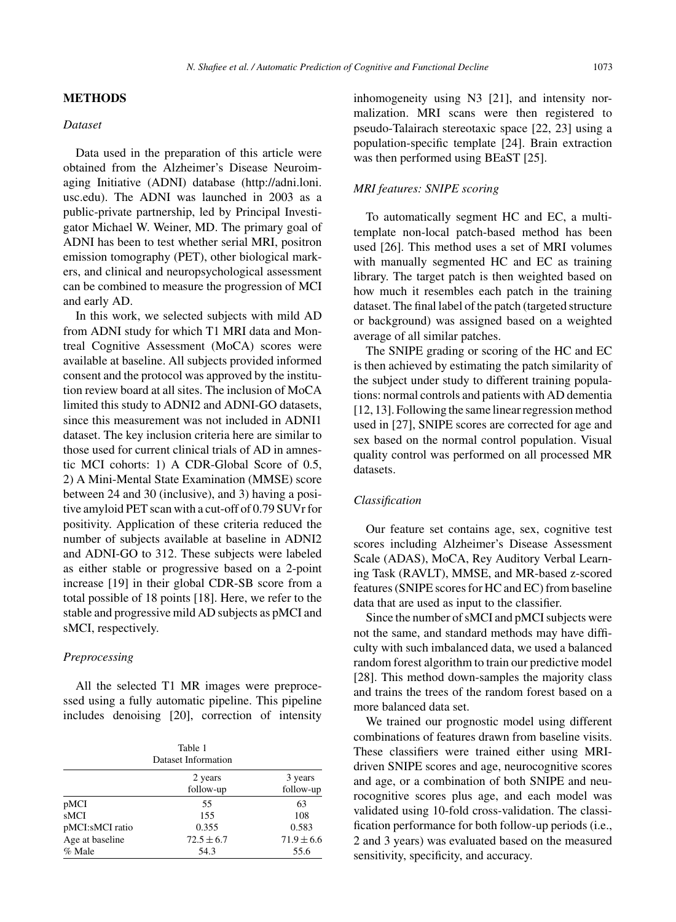## METHODS

### *Dataset*

Data used in the preparation of this article were obtained from the Alzheimer's Disease Neuroimaging Initiative (ADNI) database (http://adni.loni.usc.edu). The ADNI was launched in 2003 as a public-private partnership, led by Principal Investigator Michael W. Weiner, MD. The primary goal of ADNI has been to test whether serial MRI, positron emission tomography (PET), other biological markers, and clinical and neuropsychological assessment can be combined to measure the progression of MCI and early AD.

In this work, we selected subjects with mild AD from ADNI study for which T1 MRI data and Montreal Cognitive Assessment (MoCA) scores were available at baseline. All subjects provided informed consent and the protocol was approved by the institution review board at all sites. The inclusion of MoCA limited this study to ADNI2 and ADNI-GO datasets, since this measurement was not included in ADNI1 dataset. The key inclusion criteria here are similar to those used for current clinical trials of AD in amnestic MCI cohorts: 1) A CDR-Global Score of 0.5, 2) A Mini-Mental State Examination (MMSE) score between 24 and 30 (inclusive), and 3) having a positive amyloid PET scan with a cut-off of 0.79 SUVr for positivity. Application of these criteria reduced the number of subjects available at baseline in ADNI2 and ADNI-GO to 312. These subjects were labeled as either stable or progressive based on a 2-point increase [19] in their global CDR-SB score from a total possible of 18 points [18]. Here, we refer to the stable and progressive mild AD subjects as pMCI and sMCI, respectively.

### *Preprocessing*

All the selected T1 MR images were preprocessed using a fully automatic pipeline. This pipeline includes denoising [20], correction of intensity inhomogeneity using N3 [21], and intensity normalization. MRI scans were then registered to pseudo-Talairach stereotaxic space [22, 23] using a population-specific template [24]. Brain extraction was then performed using BEaST [25].

Table 1
Dataset Information

| | 2 years follow-up | 3 years follow-up |
|---|---|---|
| pMCI | 55 | 63 |
| sMCI | 155 | 108 |
| pMCI:sMCI ratio | 0.355 | 0.583 |
| Age at baseline | $72.5 \pm 6.7$ | $71.9 \pm 6.6$ |
| % Male | 54.3 | 55.6 |

### *MRI features: SNIPE scoring*

To automatically segment HC and EC, a multi-template non-local patch-based method has been used [26]. This method uses a set of MRI volumes with manually segmented HC and EC as training library. The target patch is then weighted based on how much it resembles each patch in the training dataset. The final label of the patch (targeted structure or background) was assigned based on a weighted average of all similar patches.

The SNIPE grading or scoring of the HC and EC is then achieved by estimating the patch similarity of the subject under study to different training populations: normal controls and patients with AD dementia [12, 13]. Following the same linear regression method used in [27], SNIPE scores are corrected for age and sex based on the normal control population. Visual quality control was performed on all processed MR datasets.

### *Classification*

Our feature set contains age, sex, cognitive test scores including Alzheimer's Disease Assessment Scale (ADAS), MoCA, Rey Auditory Verbal Learning Task (RAVLT), MMSE, and MR-based z-scored features (SNIPE scores for HC and EC) from baseline data that are used as input to the classifier.

Since the number of sMCI and pMCI subjects were not the same, and standard methods may have difficulty with such imbalanced data, we used a balanced random forest algorithm to train our predictive model [28]. This method down-samples the majority class and trains the trees of the random forest based on a more balanced data set.

We trained our prognostic model using different combinations of features drawn from baseline visits. These classifiers were trained either using MRI-driven SNIPE scores and age, neurocognitive scores and age, or a combination of both SNIPE and neurocognitive scores plus age, and each model was validated using 10-fold cross-validation. The classification performance for both follow-up periods (i.e., 2 and 3 years) was evaluated based on the measured sensitivity, specificity, and accuracy.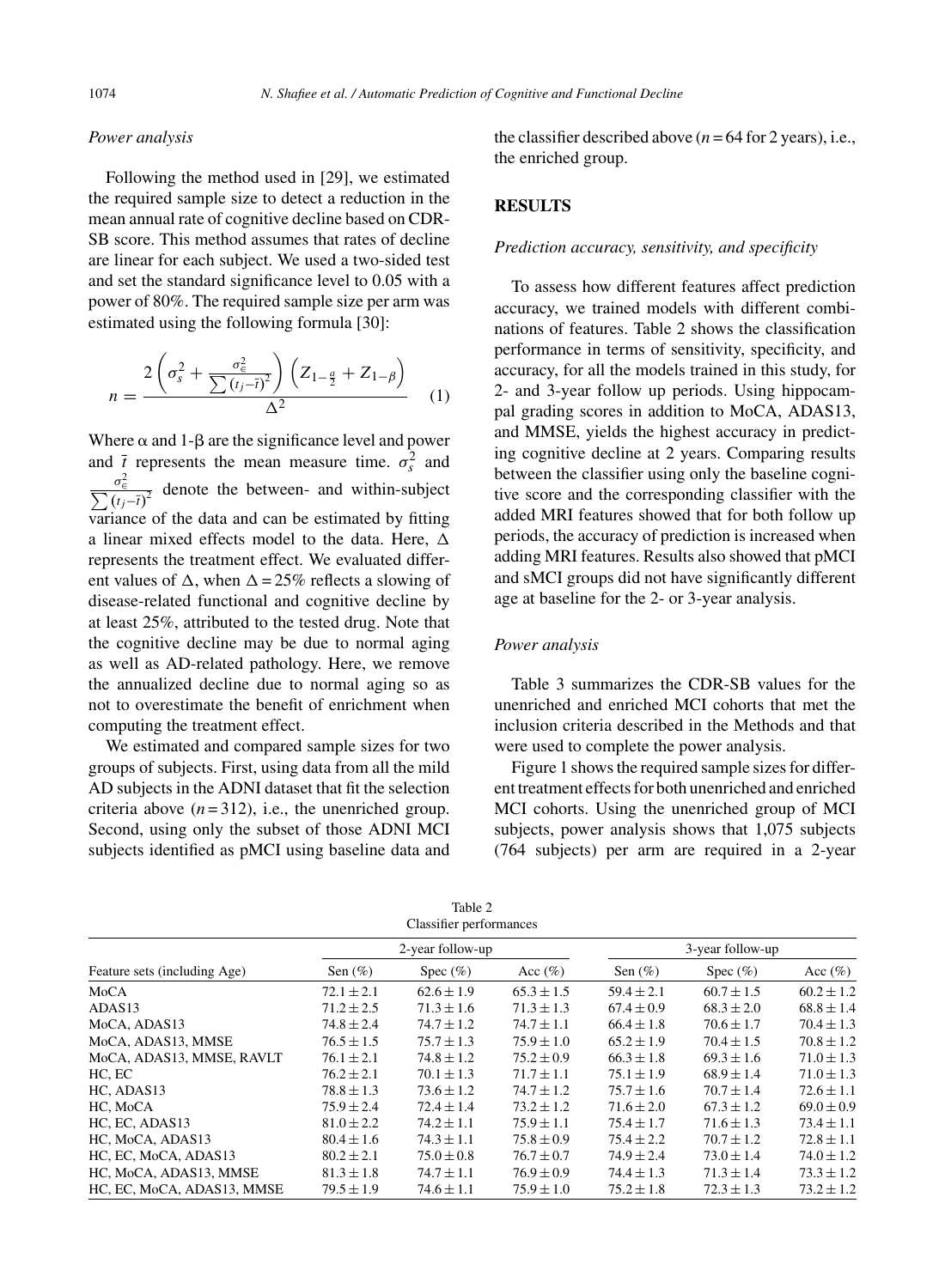### Power analysis

Following the method used in [29], we estimated the required sample size to detect a reduction in the mean annual rate of cognitive decline based on CDR-SB score. This method assumes that rates of decline are linear for each subject. We used a two-sided test and set the standard significance level to 0.05 with a power of 80%. The required sample size per arm was estimated using the following formula [30]:

$$n = \frac{2\left(\sigma_s^2 + \frac{\sigma_\epsilon^2}{\sum (t_j - \bar{t})^2}\right)\left(Z_{1-\frac{\alpha}{2}} + Z_{1-\beta}\right)}{\Delta^2} \quad (1)$$

Where α and 1-β are the significance level and power and $\bar{t}$ represents the mean measure time. $\sigma_s^2$ and $\frac{\sigma_\epsilon^2}{\sum (t_j - \bar{t})^2}$ denote the between- and within-subject variance of the data and can be estimated by fitting a linear mixed effects model to the data. Here, Δ represents the treatment effect. We evaluated different values of Δ, when Δ = 25% reflects a slowing of disease-related functional and cognitive decline by at least 25%, attributed to the tested drug. Note that the cognitive decline may be due to normal aging as well as AD-related pathology. Here, we remove the annualized decline due to normal aging so as not to overestimate the benefit of enrichment when computing the treatment effect.

We estimated and compared sample sizes for two groups of subjects. First, using data from all the mild AD subjects in the ADNI dataset that fit the selection criteria above ($n = 312$), i.e., the unenriched group. Second, using only the subset of those ADNI MCI subjects identified as pMCI using baseline data and the classifier described above ($n = 64$ for 2 years), i.e., the enriched group.

## RESULTS

### Prediction accuracy, sensitivity, and specificity

To assess how different features affect prediction accuracy, we trained models with different combinations of features. Table 2 shows the classification performance in terms of sensitivity, specificity, and accuracy, for all the models trained in this study, for 2- and 3-year follow up periods. Using hippocampal grading scores in addition to MoCA, ADAS13, and MMSE, yields the highest accuracy in predicting cognitive decline at 2 years. Comparing results between the classifier using only the baseline cognitive score and the corresponding classifier with the added MRI features showed that for both follow up periods, the accuracy of prediction is increased when adding MRI features. Results also showed that pMCI and sMCI groups did not have significantly different age at baseline for the 2- or 3-year analysis.

### Power analysis

Table 3 summarizes the CDR-SB values for the unenriched and enriched MCI cohorts that met the inclusion criteria described in the Methods and that were used to complete the power analysis.

Figure 1 shows the required sample sizes for different treatment effects for both unenriched and enriched MCI cohorts. Using the unenriched group of MCI subjects, power analysis shows that 1,075 subjects (764 subjects) per arm are required in a 2-year

Table 2
Classifier performances

| Feature sets (including Age) | 2-year follow-up | | | 3-year follow-up | | |
|---|---|---|---|---|---|---|
| | Sen (%) | Spec (%) | Acc (%) | Sen (%) | Spec (%) | Acc (%) |
| MoCA | 72.1 ± 2.1 | 62.6 ± 1.9 | 65.3 ± 1.5 | 59.4 ± 2.1 | 60.7 ± 1.5 | 60.2 ± 1.2 |
| ADAS13 | 71.2 ± 2.5 | 71.3 ± 1.6 | 71.3 ± 1.3 | 67.4 ± 0.9 | 68.3 ± 2.0 | 68.8 ± 1.4 |
| MoCA, ADAS13 | 74.8 ± 2.4 | 74.7 ± 1.2 | 74.7 ± 1.1 | 66.4 ± 1.8 | 70.6 ± 1.7 | 70.4 ± 1.3 |
| MoCA, ADAS13, MMSE | 76.5 ± 1.5 | 75.7 ± 1.3 | 75.9 ± 1.0 | 65.2 ± 1.9 | 70.4 ± 1.5 | 70.8 ± 1.2 |
| MoCA, ADAS13, MMSE, RAVLT | 76.1 ± 2.1 | 74.8 ± 1.2 | 75.2 ± 0.9 | 66.3 ± 1.8 | 69.3 ± 1.6 | 71.0 ± 1.3 |
| HC, EC | 76.2 ± 2.1 | 70.1 ± 1.3 | 71.7 ± 1.1 | 75.1 ± 1.9 | 68.9 ± 1.4 | 71.0 ± 1.3 |
| HC, ADAS13 | 78.8 ± 1.3 | 73.6 ± 1.2 | 74.7 ± 1.2 | 75.7 ± 1.6 | 70.7 ± 1.4 | 72.6 ± 1.1 |
| HC, MoCA | 75.9 ± 2.4 | 72.4 ± 1.4 | 73.2 ± 1.2 | 71.6 ± 2.0 | 67.3 ± 1.2 | 69.0 ± 0.9 |
| HC, EC, ADAS13 | 81.0 ± 2.2 | 74.2 ± 1.1 | 75.9 ± 1.1 | 75.4 ± 1.7 | 71.6 ± 1.3 | 73.4 ± 1.1 |
| HC, MoCA, ADAS13 | 80.4 ± 1.6 | 74.3 ± 1.1 | 75.8 ± 0.9 | 75.4 ± 2.2 | 70.7 ± 1.2 | 72.8 ± 1.1 |
| HC, EC, MoCA, ADAS13 | 80.2 ± 2.1 | 75.0 ± 0.8 | 76.7 ± 0.7 | 74.9 ± 2.4 | 73.0 ± 1.4 | 74.0 ± 1.2 |
| HC, MoCA, ADAS13, MMSE | 81.3 ± 1.8 | 74.7 ± 1.1 | 76.9 ± 0.9 | 74.4 ± 1.3 | 71.3 ± 1.4 | 73.3 ± 1.2 |
| HC, EC, MoCA, ADAS13, MMSE | 79.5 ± 1.9 | 74.6 ± 1.1 | 75.9 ± 1.0 | 75.2 ± 1.8 | 72.3 ± 1.3 | 73.2 ± 1.2 |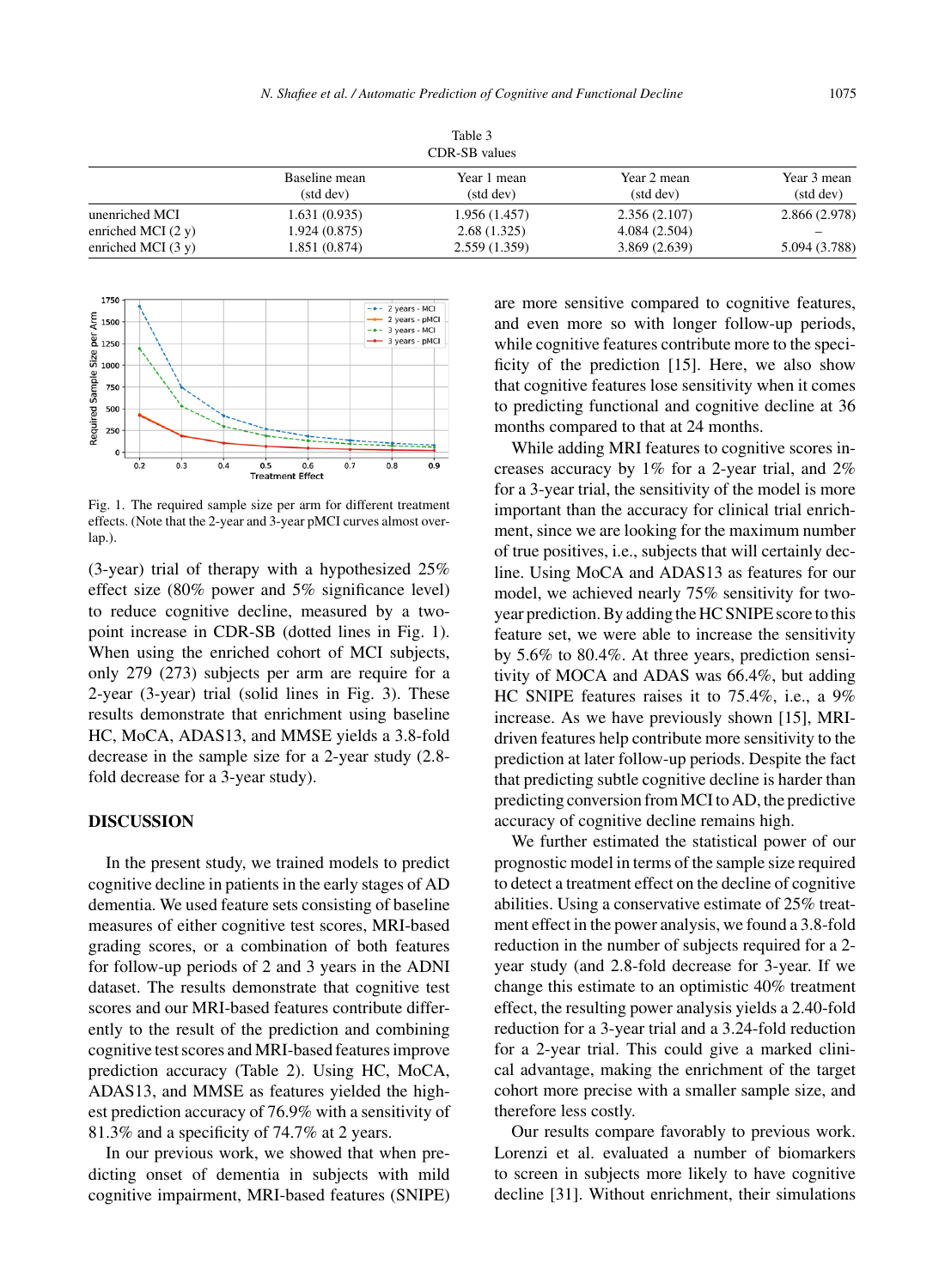Table 3
CDR-SB values

| | Baseline mean (std dev) | Year 1 mean (std dev) | Year 2 mean (std dev) | Year 3 mean (std dev) |
|---|---|---|---|---|
| unenriched MCI | 1.631 (0.935) | 1.956 (1.457) | 2.356 (2.107) | 2.866 (2.978) |
| enriched MCI (2 y) | 1.924 (0.875) | 2.68 (1.325) | 4.084 (2.504) | – |
| enriched MCI (3 y) | 1.851 (0.874) | 2.559 (1.359) | 3.869 (2.639) | 5.094 (3.788) |

Fig. 1. The required sample size per arm for different treatment effects. (Note that the 2-year and 3-year pMCI curves almost overlap.).

(3-year) trial of therapy with a hypothesized 25% effect size (80% power and 5% significance level) to reduce cognitive decline, measured by a two-point increase in CDR-SB (dotted lines in Fig. 1). When using the enriched cohort of MCI subjects, only 279 (273) subjects per arm are require for a 2-year (3-year) trial (solid lines in Fig. 3). These results demonstrate that enrichment using baseline HC, MoCA, ADAS13, and MMSE yields a 3.8-fold decrease in the sample size for a 2-year study (2.8-fold decrease for a 3-year study).

## DISCUSSION

In the present study, we trained models to predict cognitive decline in patients in the early stages of AD dementia. We used feature sets consisting of baseline measures of either cognitive test scores, MRI-based grading scores, or a combination of both features for follow-up periods of 2 and 3 years in the ADNI dataset. The results demonstrate that cognitive test scores and our MRI-based features contribute differently to the result of the prediction and combining cognitive test scores and MRI-based features improve prediction accuracy (Table 2). Using HC, MoCA, ADAS13, and MMSE as features yielded the highest prediction accuracy of 76.9% with a sensitivity of 81.3% and a specificity of 74.7% at 2 years.

In our previous work, we showed that when predicting onset of dementia in subjects with mild cognitive impairment, MRI-based features (SNIPE) are more sensitive compared to cognitive features, and even more so with longer follow-up periods, while cognitive features contribute more to the specificity of the prediction [15]. Here, we also show that cognitive features lose sensitivity when it comes to predicting functional and cognitive decline at 36 months compared to that at 24 months.

While adding MRI features to cognitive scores increases accuracy by 1% for a 2-year trial, and 2% for a 3-year trial, the sensitivity of the model is more important than the accuracy for clinical trial enrichment, since we are looking for the maximum number of true positives, i.e., subjects that will certainly decline. Using MoCA and ADAS13 as features for our model, we achieved nearly 75% sensitivity for two-year prediction. By adding the HC SNIPE score to this feature set, we were able to increase the sensitivity by 5.6% to 80.4%. At three years, prediction sensitivity of MOCA and ADAS was 66.4%, but adding HC SNIPE features raises it to 75.4%, i.e., a 9% increase. As we have previously shown [15], MRI-driven features help contribute more sensitivity to the prediction at later follow-up periods. Despite the fact that predicting subtle cognitive decline is harder than predicting conversion from MCI to AD, the predictive accuracy of cognitive decline remains high.

We further estimated the statistical power of our prognostic model in terms of the sample size required to detect a treatment effect on the decline of cognitive abilities. Using a conservative estimate of 25% treatment effect in the power analysis, we found a 3.8-fold reduction in the number of subjects required for a 2-year study (and 2.8-fold decrease for 3-year. If we change this estimate to an optimistic 40% treatment effect, the resulting power analysis yields a 2.40-fold reduction for a 3-year trial and a 3.24-fold reduction for a 2-year trial. This could give a marked clinical advantage, making the enrichment of the target cohort more precise with a smaller sample size, and therefore less costly.

Our results compare favorably to previous work. Lorenzi et al. evaluated a number of biomarkers to screen in subjects more likely to have cognitive decline [31]. Without enrichment, their simulations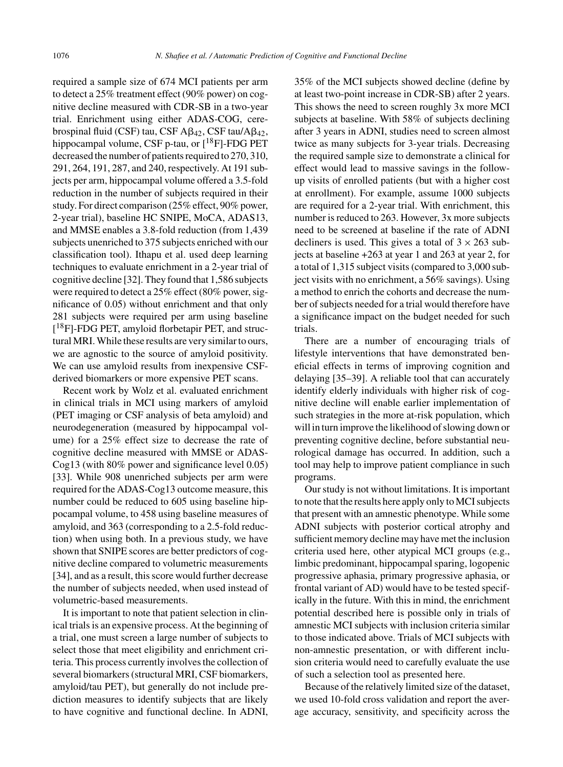required a sample size of 674 MCI patients per arm to detect a 25% treatment effect (90% power) on cognitive decline measured with CDR-SB in a two-year trial. Enrichment using either ADAS-COG, cerebrospinal fluid (CSF) tau, CSF A$\beta_{42}$, CSF tau/A$\beta_{42}$, hippocampal volume, CSF p-tau, or [$^{18}$F]-FDG PET decreased the number of patients required to 270, 310, 291, 264, 191, 287, and 240, respectively. At 191 subjects per arm, hippocampal volume offered a 3.5-fold reduction in the number of subjects required in their study. For direct comparison (25% effect, 90% power, 2-year trial), baseline HC SNIPE, MoCA, ADAS13, and MMSE enables a 3.8-fold reduction (from 1,439 subjects unenriched to 375 subjects enriched with our classification tool). Ithapu et al. used deep learning techniques to evaluate enrichment in a 2-year trial of cognitive decline [32]. They found that 1,586 subjects were required to detect a 25% effect (80% power, significance of 0.05) without enrichment and that only 281 subjects were required per arm using baseline [$^{18}$F]-FDG PET, amyloid florbetapir PET, and structural MRI. While these results are very similar to ours, we are agnostic to the source of amyloid positivity. We can use amyloid results from inexpensive CSF-derived biomarkers or more expensive PET scans.

Recent work by Wolz et al. evaluated enrichment in clinical trials in MCI using markers of amyloid (PET imaging or CSF analysis of beta amyloid) and neurodegeneration (measured by hippocampal volume) for a 25% effect size to decrease the rate of cognitive decline measured with MMSE or ADAS-Cog13 (with 80% power and significance level 0.05) [33]. While 908 unenriched subjects per arm were required for the ADAS-Cog13 outcome measure, this number could be reduced to 605 using baseline hippocampal volume, to 458 using baseline measures of amyloid, and 363 (corresponding to a 2.5-fold reduction) when using both. In a previous study, we have shown that SNIPE scores are better predictors of cognitive decline compared to volumetric measurements [34], and as a result, this score would further decrease the number of subjects needed, when used instead of volumetric-based measurements.

It is important to note that patient selection in clinical trials is an expensive process. At the beginning of a trial, one must screen a large number of subjects to select those that meet eligibility and enrichment criteria. This process currently involves the collection of several biomarkers (structural MRI, CSF biomarkers, amyloid/tau PET), but generally do not include prediction measures to identify subjects that are likely to have cognitive and functional decline. In ADNI, 35% of the MCI subjects showed decline (define by at least two-point increase in CDR-SB) after 2 years. This shows the need to screen roughly 3x more MCI subjects at baseline. With 58% of subjects declining after 3 years in ADNI, studies need to screen almost twice as many subjects for 3-year trials. Decreasing the required sample size to demonstrate a clinical for effect would lead to massive savings in the follow-up visits of enrolled patients (but with a higher cost at enrollment). For example, assume 1000 subjects are required for a 2-year trial. With enrichment, this number is reduced to 263. However, 3x more subjects need to be screened at baseline if the rate of ADNI decliners is used. This gives a total of $3 \times 263$ subjects at baseline +263 at year 1 and 263 at year 2, for a total of 1,315 subject visits (compared to 3,000 subject visits with no enrichment, a 56% savings). Using a method to enrich the cohorts and decrease the number of subjects needed for a trial would therefore have a significance impact on the budget needed for such trials.

There are a number of encouraging trials of lifestyle interventions that have demonstrated beneficial effects in terms of improving cognition and delaying [35–39]. A reliable tool that can accurately identify elderly individuals with higher risk of cognitive decline will enable earlier implementation of such strategies in the more at-risk population, which will in turn improve the likelihood of slowing down or preventing cognitive decline, before substantial neurological damage has occurred. In addition, such a tool may help to improve patient compliance in such programs.

Our study is not without limitations. It is important to note that the results here apply only to MCI subjects that present with an amnestic phenotype. While some ADNI subjects with posterior cortical atrophy and sufficient memory decline may have met the inclusion criteria used here, other atypical MCI groups (e.g., limbic predominant, hippocampal sparing, logopenic progressive aphasia, primary progressive aphasia, or frontal variant of AD) would have to be tested specifically in the future. With this in mind, the enrichment potential described here is possible only in trials of amnestic MCI subjects with inclusion criteria similar to those indicated above. Trials of MCI subjects with non-amnestic presentation, or with different inclusion criteria would need to carefully evaluate the use of such a selection tool as presented here.

Because of the relatively limited size of the dataset, we used 10-fold cross validation and report the average accuracy, sensitivity, and specificity across the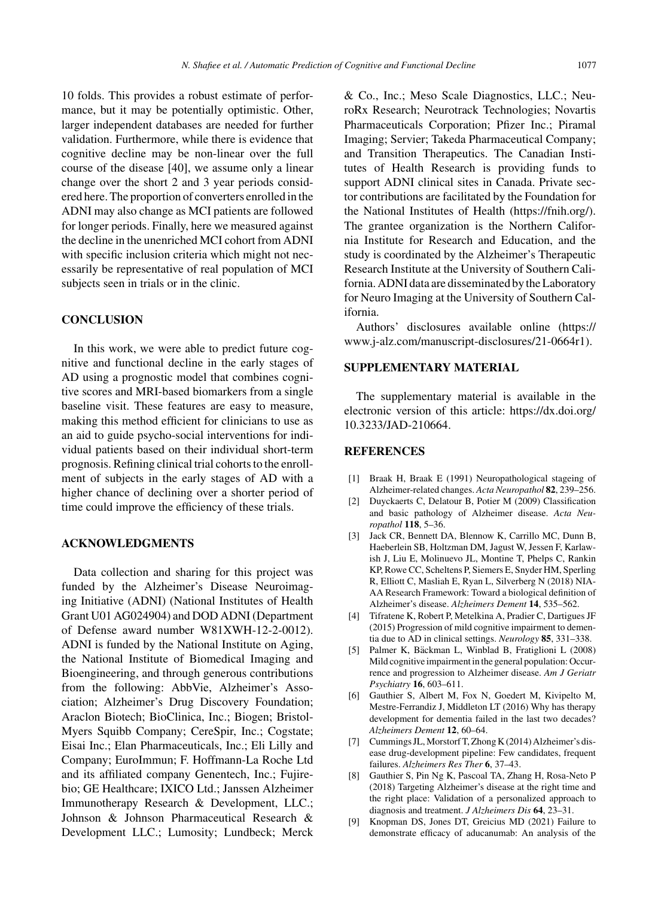10 folds. This provides a robust estimate of performance, but it may be potentially optimistic. Other, larger independent databases are needed for further validation. Furthermore, while there is evidence that cognitive decline may be non-linear over the full course of the disease [40], we assume only a linear change over the short 2 and 3 year periods considered here. The proportion of converters enrolled in the ADNI may also change as MCI patients are followed for longer periods. Finally, here we measured against the decline in the unenriched MCI cohort from ADNI with specific inclusion criteria which might not necessarily be representative of real population of MCI subjects seen in trials or in the clinic.

## CONCLUSION

In this work, we were able to predict future cognitive and functional decline in the early stages of AD using a prognostic model that combines cognitive scores and MRI-based biomarkers from a single baseline visit. These features are easy to measure, making this method efficient for clinicians to use as an aid to guide psycho-social interventions for individual patients based on their individual short-term prognosis. Refining clinical trial cohorts to the enrollment of subjects in the early stages of AD with a higher chance of declining over a shorter period of time could improve the efficiency of these trials.

## ACKNOWLEDGMENTS

Data collection and sharing for this project was funded by the Alzheimer's Disease Neuroimaging Initiative (ADNI) (National Institutes of Health Grant U01 AG024904) and DOD ADNI (Department of Defense award number W81XWH-12-2-0012). ADNI is funded by the National Institute on Aging, the National Institute of Biomedical Imaging and Bioengineering, and through generous contributions from the following: AbbVie, Alzheimer's Association; Alzheimer's Drug Discovery Foundation; Araclon Biotech; BioClinica, Inc.; Biogen; Bristol-Myers Squibb Company; CereSpir, Inc.; Cogstate; Eisai Inc.; Elan Pharmaceuticals, Inc.; Eli Lilly and Company; EuroImmun; F. Hoffmann-La Roche Ltd and its affiliated company Genentech, Inc.; Fujirebio; GE Healthcare; IXICO Ltd.; Janssen Alzheimer Immunotherapy Research & Development, LLC.; Johnson & Johnson Pharmaceutical Research & Development LLC.; Lumosity; Lundbeck; Merck & Co., Inc.; Meso Scale Diagnostics, LLC.; NeuroRx Research; Neurotrack Technologies; Novartis Pharmaceuticals Corporation; Pfizer Inc.; Piramal Imaging; Servier; Takeda Pharmaceutical Company; and Transition Therapeutics. The Canadian Institutes of Health Research is providing funds to support ADNI clinical sites in Canada. Private sector contributions are facilitated by the Foundation for the National Institutes of Health (https://fnih.org/). The grantee organization is the Northern California Institute for Research and Education, and the study is coordinated by the Alzheimer's Therapeutic Research Institute at the University of Southern California. ADNI data are disseminated by the Laboratory for Neuro Imaging at the University of Southern California.

Authors' disclosures available online (https://www.j-alz.com/manuscript-disclosures/21-0664r1).

## SUPPLEMENTARY MATERIAL

The supplementary material is available in the electronic version of this article: https://dx.doi.org/10.3233/JAD-210664.

## REFERENCES

[1] Braak H, Braak E (1991) Neuropathological stageing of Alzheimer-related changes. *Acta Neuropathol* **82**, 239–256.

[2] Duyckaerts C, Delatour B, Potier M (2009) Classification and basic pathology of Alzheimer disease. *Acta Neuropathol* **118**, 5–36.

[3] Jack CR, Bennett DA, Blennow K, Carrillo MC, Dunn B, Haeberlein SB, Holtzman DM, Jagust W, Jessen F, Karlawish J, Liu E, Molinuevo JL, Montine T, Phelps C, Rankin KP, Rowe CC, Scheltens P, Siemers E, Snyder HM, Sperling R, Elliott C, Masliah E, Ryan L, Silverberg N (2018) NIA-AA Research Framework: Toward a biological definition of Alzheimer's disease. *Alzheimers Dement* **14**, 535–562.

[4] Tifratene K, Robert P, Metelkina A, Pradier C, Dartigues JF (2015) Progression of mild cognitive impairment to dementia due to AD in clinical settings. *Neurology* **85**, 331–338.

[5] Palmer K, Bäckman L, Winblad B, Fratiglioni L (2008) Mild cognitive impairment in the general population: Occurrence and progression to Alzheimer disease. *Am J Geriatr Psychiatry* **16**, 603–611.

[6] Gauthier S, Albert M, Fox N, Goedert M, Kivipelto M, Mestre-Ferrandiz J, Middleton LT (2016) Why has therapy development for dementia failed in the last two decades? *Alzheimers Dement* **12**, 60–64.

[7] Cummings JL, Morstorf T, Zhong K (2014) Alzheimer's disease drug-development pipeline: Few candidates, frequent failures. *Alzheimers Res Ther* **6**, 37–43.

[8] Gauthier S, Pin Ng K, Pascoal TA, Zhang H, Rosa-Neto P (2018) Targeting Alzheimer's disease at the right time and the right place: Validation of a personalized approach to diagnosis and treatment. *J Alzheimers Dis* **64**, 23–31.

[9] Knopman DS, Jones DT, Greicius MD (2021) Failure to demonstrate efficacy of aducanumab: An analysis of the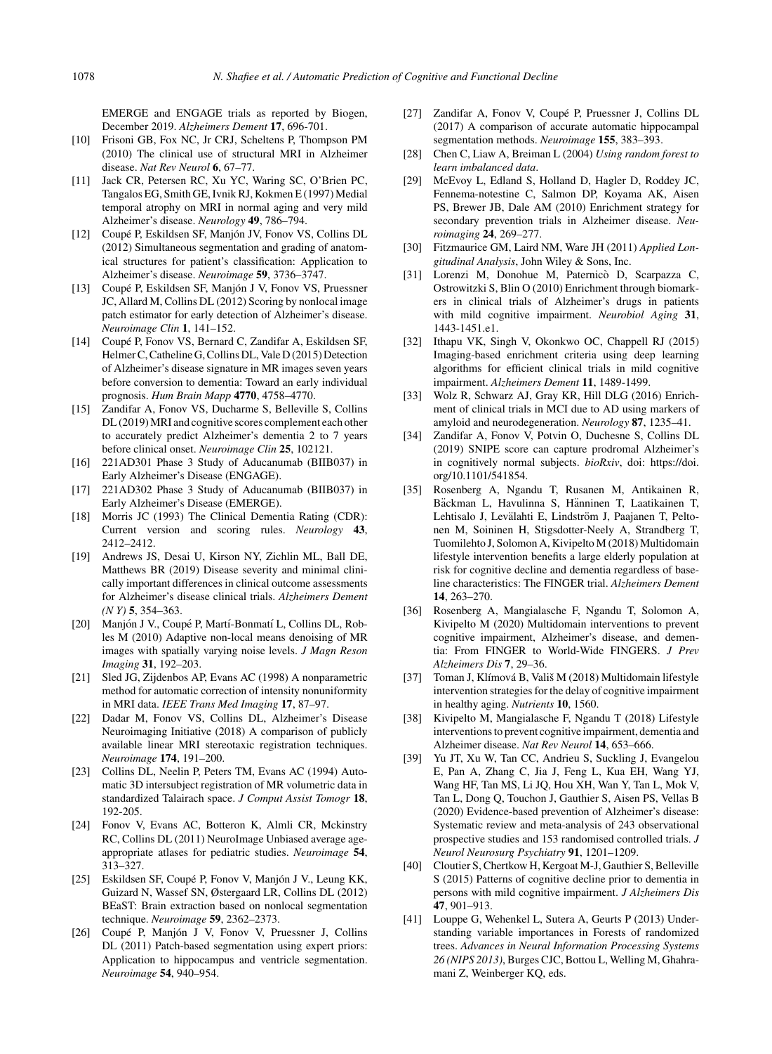EMERGE and ENGAGE trials as reported by Biogen, December 2019. *Alzheimers Dement* **17**, 696-701.

[10] Frisoni GB, Fox NC, Jr CRJ, Scheltens P, Thompson PM (2010) The clinical use of structural MRI in Alzheimer disease. *Nat Rev Neurol* **6**, 67–77.

[11] Jack CR, Petersen RC, Xu YC, Waring SC, O'Brien PC, Tangalos EG, Smith GE, Ivnik RJ, Kokmen E (1997) Medial temporal atrophy on MRI in normal aging and very mild Alzheimer's disease. *Neurology* **49**, 786–794.

[12] Coupé P, Eskildsen SF, Manjón JV, Fonov VS, Collins DL (2012) Simultaneous segmentation and grading of anatomical structures for patient's classification: Application to Alzheimer's disease. *Neuroimage* **59**, 3736–3747.

[13] Coupé P, Eskildsen SF, Manjón J V, Fonov VS, Pruessner JC, Allard M, Collins DL (2012) Scoring by nonlocal image patch estimator for early detection of Alzheimer's disease. *Neuroimage Clin* **1**, 141–152.

[14] Coupé P, Fonov VS, Bernard C, Zandifar A, Eskildsen SF, Helmer C, Catheline G, Collins DL, Vale D (2015) Detection of Alzheimer's disease signature in MR images seven years before conversion to dementia: Toward an early individual prognosis. *Hum Brain Mapp* **4770**, 4758–4770.

[15] Zandifar A, Fonov VS, Ducharme S, Belleville S, Collins DL (2019) MRI and cognitive scores complement each other to accurately predict Alzheimer's dementia 2 to 7 years before clinical onset. *Neuroimage Clin* **25**, 102121.

[16] 221AD301 Phase 3 Study of Aducanumab (BIIB037) in Early Alzheimer's Disease (ENGAGE).

[17] 221AD302 Phase 3 Study of Aducanumab (BIIB037) in Early Alzheimer's Disease (EMERGE).

[18] Morris JC (1993) The Clinical Dementia Rating (CDR): Current version and scoring rules. *Neurology* **43**, 2412–2412.

[19] Andrews JS, Desai U, Kirson NY, Zichlin ML, Ball DE, Matthews BR (2019) Disease severity and minimal clinically important differences in clinical outcome assessments for Alzheimer's disease clinical trials. *Alzheimers Dement (N Y)* **5**, 354–363.

[20] Manjón J V., Coupé P, Martí-Bonmatí L, Collins DL, Robles M (2010) Adaptive non-local means denoising of MR images with spatially varying noise levels. *J Magn Reson Imaging* **31**, 192–203.

[21] Sled JG, Zijdenbos AP, Evans AC (1998) A nonparametric method for automatic correction of intensity nonuniformity in MRI data. *IEEE Trans Med Imaging* **17**, 87–97.

[22] Dadar M, Fonov VS, Collins DL, Alzheimer's Disease Neuroimaging Initiative (2018) A comparison of publicly available linear MRI stereotaxic registration techniques. *Neuroimage* **174**, 191–200.

[23] Collins DL, Neelin P, Peters TM, Evans AC (1994) Automatic 3D intersubject registration of MR volumetric data in standardized Talairach space. *J Comput Assist Tomogr* **18**, 192-205.

[24] Fonov V, Evans AC, Botteron K, Almli CR, Mckinstry RC, Collins DL (2011) NeuroImage Unbiased average age-appropriate atlases for pediatric studies. *Neuroimage* **54**, 313–327.

[25] Eskildsen SF, Coupé P, Fonov V, Manjón J V., Leung KK, Guizard N, Wassef SN, Østergaard LR, Collins DL (2012) BEaST: Brain extraction based on nonlocal segmentation technique. *Neuroimage* **59**, 2362–2373.

[26] Coupé P, Manjón J V, Fonov V, Pruessner J, Collins DL (2011) Patch-based segmentation using expert priors: Application to hippocampus and ventricle segmentation. *Neuroimage* **54**, 940–954.

[27] Zandifar A, Fonov V, Coupé P, Pruessner J, Collins DL (2017) A comparison of accurate automatic hippocampal segmentation methods. *Neuroimage* **155**, 383–393.

[28] Chen C, Liaw A, Breiman L (2004) *Using random forest to learn imbalanced data*.

[29] McEvoy L, Edland S, Holland D, Hagler D, Roddey JC, Fennema-notestine C, Salmon DP, Koyama AK, Aisen PS, Brewer JB, Dale AM (2010) Enrichment strategy for secondary prevention trials in Alzheimer disease. *Neuroimaging* **24**, 269–277.

[30] Fitzmaurice GM, Laird NM, Ware JH (2011) *Applied Longitudinal Analysis*, John Wiley & Sons, Inc.

[31] Lorenzi M, Donohue M, Paternicò D, Scarpazza C, Ostrowitzki S, Blin O (2010) Enrichment through biomarkers in clinical trials of Alzheimer's drugs in patients with mild cognitive impairment. *Neurobiol Aging* **31**, 1443-1451.e1.

[32] Ithapu VK, Singh V, Okonkwo OC, Chappell RJ (2015) Imaging-based enrichment criteria using deep learning algorithms for efficient clinical trials in mild cognitive impairment. *Alzheimers Dement* **11**, 1489-1499.

[33] Wolz R, Schwarz AJ, Gray KR, Hill DLG (2016) Enrichment of clinical trials in MCI due to AD using markers of amyloid and neurodegeneration. *Neurology* **87**, 1235–41.

[34] Zandifar A, Fonov V, Potvin O, Duchesne S, Collins DL (2019) SNIPE score can capture prodromal Alzheimer's in cognitively normal subjects. *bioRxiv*, doi: https://doi.org/10.1101/541854.

[35] Rosenberg A, Ngandu T, Rusanen M, Antikainen R, Bäckman L, Havulinna S, Hänninen T, Laatikainen T, Lehtisalo J, Levälahti E, Lindström J, Paajanen T, Peltonen M, Soininen H, Stigsdotter-Neely A, Strandberg T, Tuomilehto J, Solomon A, Kivipelto M (2018) Multidomain lifestyle intervention benefits a large elderly population at risk for cognitive decline and dementia regardless of baseline characteristics: The FINGER trial. *Alzheimers Dement* **14**, 263–270.

[36] Rosenberg A, Mangialasche F, Ngandu T, Solomon A, Kivipelto M (2020) Multidomain interventions to prevent cognitive impairment, Alzheimer's disease, and dementia: From FINGER to World-Wide FINGERS. *J Prev Alzheimers Dis* **7**, 29–36.

[37] Toman J, Klímová B, Vališ M (2018) Multidomain lifestyle intervention strategies for the delay of cognitive impairment in healthy aging. *Nutrients* **10**, 1560.

[38] Kivipelto M, Mangialasche F, Ngandu T (2018) Lifestyle interventions to prevent cognitive impairment, dementia and Alzheimer disease. *Nat Rev Neurol* **14**, 653–666.

[39] Yu JT, Xu W, Tan CC, Andrieu S, Suckling J, Evangelou E, Pan A, Zhang C, Jia J, Feng L, Kua EH, Wang YJ, Wang HF, Tan MS, Li JQ, Hou XH, Wan Y, Tan L, Mok V, Tan L, Dong Q, Touchon J, Gauthier S, Aisen PS, Vellas B (2020) Evidence-based prevention of Alzheimer's disease: Systematic review and meta-analysis of 243 observational prospective studies and 153 randomised controlled trials. *J Neurol Neurosurg Psychiatry* **91**, 1201–1209.

[40] Cloutier S, Chertkow H, Kergoat M-J, Gauthier S, Belleville S (2015) Patterns of cognitive decline prior to dementia in persons with mild cognitive impairment. *J Alzheimers Dis* **47**, 901–913.

[41] Louppe G, Wehenkel L, Sutera A, Geurts P (2013) Understanding variable importances in Forests of randomized trees. *Advances in Neural Information Processing Systems 26 (NIPS 2013)*, Burges CJC, Bottou L, Welling M, Ghahramani Z, Weinberger KQ, eds.